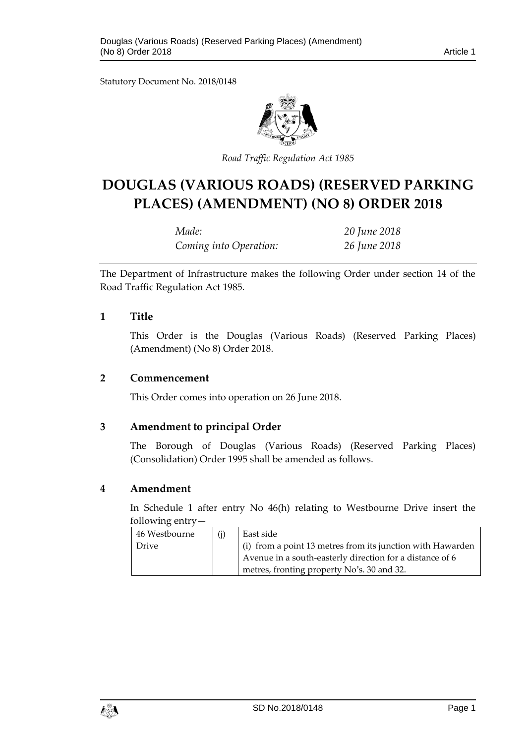Statutory Document No. 2018/0148

*Road Traffic Regulation Act 1985*

# DOUGLAS (VARIOUS ROADS) (RESERVED PARKING PLACES) (AMENDMENT) (NO 8) ORDER 2018

| | |
|---|---|
| *Made:* | *20 June 2018* |
| *Coming into Operation:* | *26 June 2018* |

The Department of Infrastructure makes the following Order under section 14 of the Road Traffic Regulation Act 1985.

## 1 Title

This Order is the Douglas (Various Roads) (Reserved Parking Places) (Amendment) (No 8) Order 2018.

## 2 Commencement

This Order comes into operation on 26 June 2018.

## 3 Amendment to principal Order

The Borough of Douglas (Various Roads) (Reserved Parking Places) (Consolidation) Order 1995 shall be amended as follows.

## 4 Amendment

In Schedule 1 after entry No 46(h) relating to Westbourne Drive insert the following entry—

| | | |
|---|---|---|
| 46 Westbourne Drive | (j) | East side<br>(i) from a point 13 metres from its junction with Hawarden Avenue in a south-easterly direction for a distance of 6 metres, fronting property No's. 30 and 32. |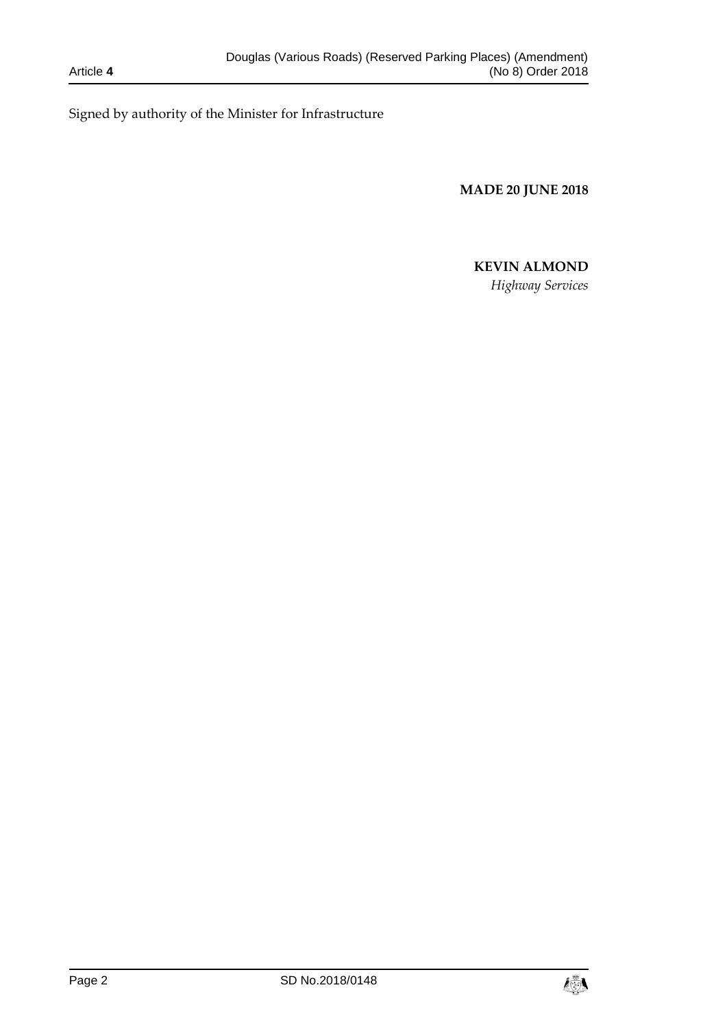Signed by authority of the Minister for Infrastructure

**MADE 20 JUNE 2018**

**KEVIN ALMOND**

*Highway Services*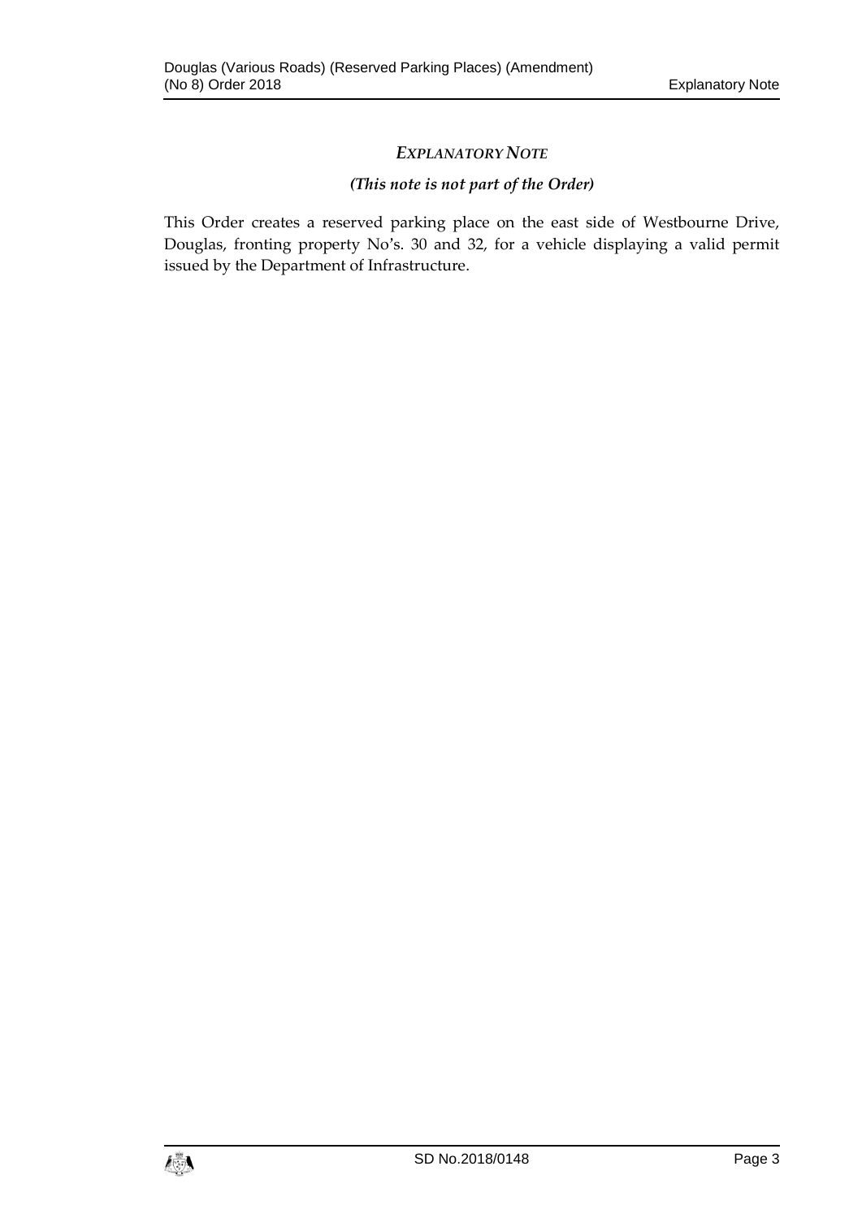## *EXPLANATORY NOTE*

***(This note is not part of the Order)***

This Order creates a reserved parking place on the east side of Westbourne Drive, Douglas, fronting property No's. 30 and 32, for a vehicle displaying a valid permit issued by the Department of Infrastructure.